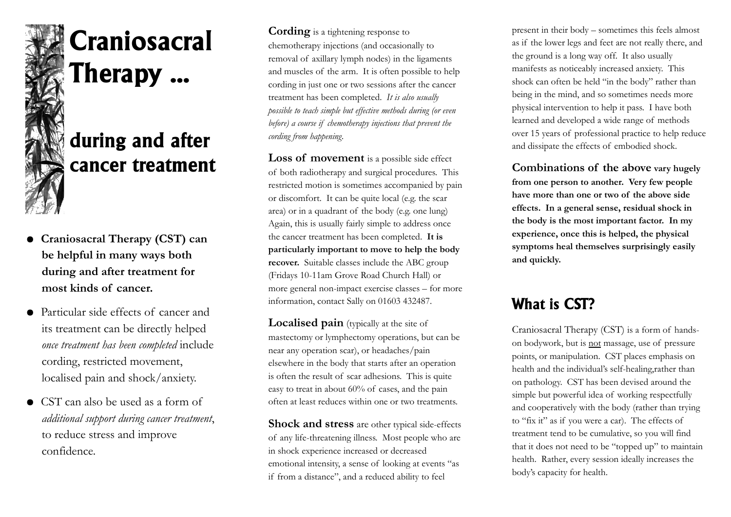# Craniosacral Therapy ...

## during and after cancer treatment

- **Craniosacral Therapy (CST) can be helpful in many ways both during and after treatment for most kinds of cancer.**
- Particular side effects of cancer and its treatment can be directly helped *once treatment has been completed* include cording, restricted movement, localised pain and shock/anxiety.
- CST can also be used as a form of *additional support during cancer treatment*, to reduce stress and improve confidence.

**Cording** is a tightening response to chemotherapy injections (and occasionally to removal of axillary lymph nodes) in the ligaments and muscles of the arm. It is often possible to help cording in just one or two sessions after the cancer treatment has been completed. *It is also usually possible to teach simple but effective methods during (or even before) a course if chemotherapy injections that prevent the cording from happening.*

**Loss of movement** is a possible side effect of both radiotherapy and surgical procedures. This restricted motion is sometimes accompanied by pain or discomfort. It can be quite local (e.g. the scar area) or in a quadrant of the body (e.g. one lung) Again, this is usually fairly simple to address once the cancer treatment has been completed. **It is particularly important to move to help the body recover.** Suitable classes include the ABC group (Fridays 10-11am Grove Road Church Hall) or more general non-impact exercise classes – for more information, contact Sally on 01603 432487.

**Localised pain** (typically at the site of mastectomy or lymphectomy operations, but can be near any operation scar), or headaches/pain elsewhere in the body that starts after an operation is often the result of scar adhesions. This is quite easy to treat in about 60% of cases, and the pain often at least reduces within one or two treatments.

**Shock and stress** are other typical side-effects of any life-threatening illness. Most people who are in shock experience increased or decreased emotional intensity, a sense of looking at events "as if from a distance", and a reduced ability to feel present in their body – sometimes this feels almost as if the lower legs and feet are not really there, and the ground is a long way off. It also usually manifests as noticeably increased anxiety. This shock can often be held "in the body" rather than being in the mind, and so sometimes needs more physical intervention to help it pass. I have both learned and developed a wide range of methods over 15 years of professional practice to help reduce and dissipate the effects of embodied shock.

**Combinations of the above vary hugely from one person to another. Very few people have more than one or two of the above side effects. In a general sense, residual shock in the body is the most important factor. In my experience, once this is helped, the physical symptoms heal themselves surprisingly easily and quickly.**

## What is CST?

Craniosacral Therapy (CST) is a form of hands-on bodywork, but is not massage, use of pressure points, or manipulation. CST places emphasis on health and the individual's self-healing,rather than on pathology. CST has been devised around the simple but powerful idea of working respectfully and cooperatively with the body (rather than trying to "fix it" as if you were a car). The effects of treatment tend to be cumulative, so you will find that it does not need to be "topped up" to maintain health. Rather, every session ideally increases the body's capacity for health.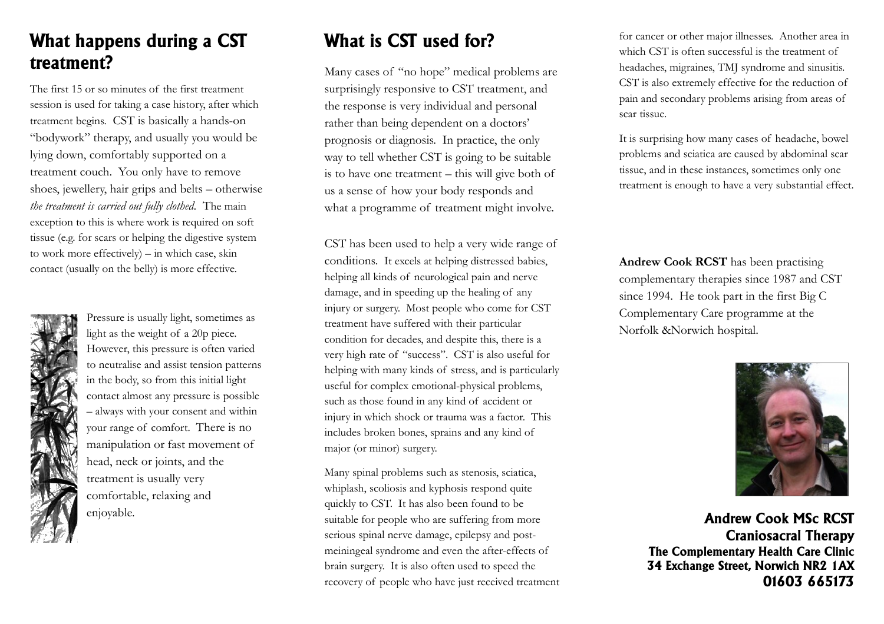## What happens during a CST treatment?

The first 15 or so minutes of the first treatment session is used for taking a case history, after which treatment begins. CST is basically a hands-on "bodywork" therapy, and usually you would be lying down, comfortably supported on a treatment couch. You only have to remove shoes, jewellery, hair grips and belts – otherwise *the treatment is carried out fully clothed*. The main exception to this is where work is required on soft tissue (e.g. for scars or helping the digestive system to work more effectively) – in which case, skin contact (usually on the belly) is more effective.

Pressure is usually light, sometimes as light as the weight of a 20p piece. However, this pressure is often varied to neutralise and assist tension patterns in the body, so from this initial light contact almost any pressure is possible – always with your consent and within your range of comfort. There is no manipulation or fast movement of head, neck or joints, and the treatment is usually very comfortable, relaxing and enjoyable.

## What is CST used for?

Many cases of "no hope" medical problems are surprisingly responsive to CST treatment, and the response is very individual and personal rather than being dependent on a doctors' prognosis or diagnosis. In practice, the only way to tell whether CST is going to be suitable is to have one treatment – this will give both of us a sense of how your body responds and what a programme of treatment might involve.

CST has been used to help a very wide range of conditions. It excels at helping distressed babies, helping all kinds of neurological pain and nerve damage, and in speeding up the healing of any injury or surgery. Most people who come for CST treatment have suffered with their particular condition for decades, and despite this, there is a very high rate of "success". CST is also useful for helping with many kinds of stress, and is particularly useful for complex emotional-physical problems, such as those found in any kind of accident or injury in which shock or trauma was a factor. This includes broken bones, sprains and any kind of major (or minor) surgery.

Many spinal problems such as stenosis, sciatica, whiplash, scoliosis and kyphosis respond quite quickly to CST. It has also been found to be suitable for people who are suffering from more serious spinal nerve damage, epilepsy and post-meiningeal syndrome and even the after-effects of brain surgery. It is also often used to speed the recovery of people who have just received treatment for cancer or other major illnesses. Another area in which CST is often successful is the treatment of headaches, migraines, TMJ syndrome and sinusitis. CST is also extremely effective for the reduction of pain and secondary problems arising from areas of scar tissue.

It is surprising how many cases of headache, bowel problems and sciatica are caused by abdominal scar tissue, and in these instances, sometimes only one treatment is enough to have a very substantial effect.

**Andrew Cook RCST** has been practising complementary therapies since 1987 and CST since 1994. He took part in the first Big C Complementary Care programme at the Norfolk &Norwich hospital.

**Andrew Cook MSc RCST**
**Craniosacral Therapy**
**The Complementary Health Care Clinic**
**34 Exchange Street, Norwich NR2 1AX**
**01603 665173**